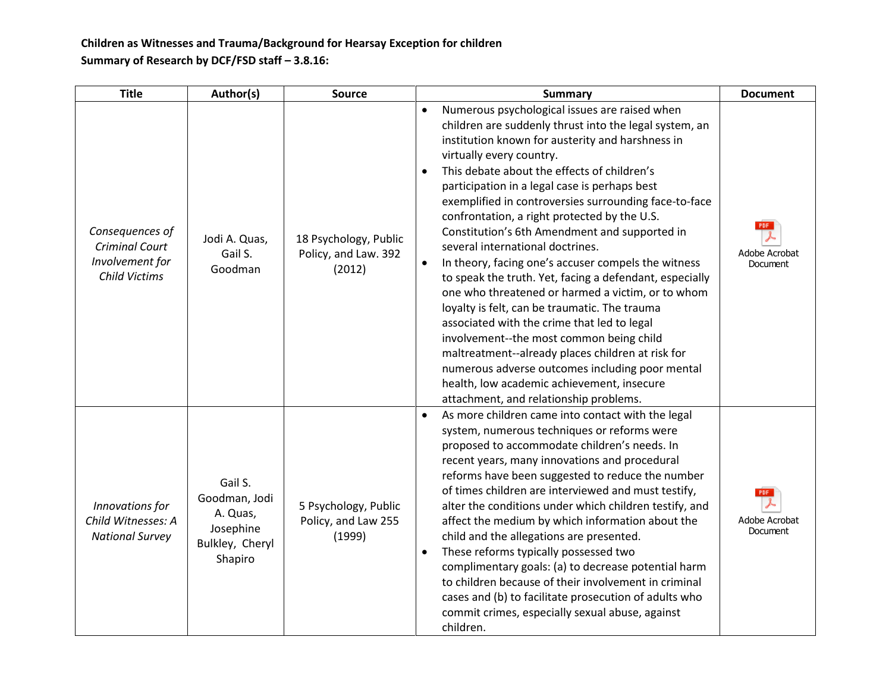**Children as Witnesses and Trauma/Background for Hearsay Exception for children**
**Summary of Research by DCF/FSD staff – 3.8.16:**

| Title | Author(s) | Source | Summary | Document |
|---|---|---|---|---|
| *Consequences of Criminal Court Involvement for Child Victims* | Jodi A. Quas, Gail S. Goodman | 18 Psychology, Public Policy, and Law. 392 (2012) | • Numerous psychological issues are raised when children are suddenly thrust into the legal system, an institution known for austerity and harshness in virtually every country.<br>• This debate about the effects of children's participation in a legal case is perhaps best exemplified in controversies surrounding face-to-face confrontation, a right protected by the U.S. Constitution's 6th Amendment and supported in several international doctrines.<br>• In theory, facing one's accuser compels the witness to speak the truth. Yet, facing a defendant, especially one who threatened or harmed a victim, or to whom loyalty is felt, can be traumatic. The trauma associated with the crime that led to legal involvement--the most common being child maltreatment--already places children at risk for numerous adverse outcomes including poor mental health, low academic achievement, insecure attachment, and relationship problems. | Adobe Acrobat Document |
| *Innovations for Child Witnesses: A National Survey* | Gail S. Goodman, Jodi A. Quas, Josephine Bulkley, Cheryl Shapiro | 5 Psychology, Public Policy, and Law 255 (1999) | • As more children came into contact with the legal system, numerous techniques or reforms were proposed to accommodate children's needs. In recent years, many innovations and procedural reforms have been suggested to reduce the number of times children are interviewed and must testify, alter the conditions under which children testify, and affect the medium by which information about the child and the allegations are presented.<br>• These reforms typically possessed two complimentary goals: (a) to decrease potential harm to children because of their involvement in criminal cases and (b) to facilitate prosecution of adults who commit crimes, especially sexual abuse, against children. | Adobe Acrobat Document |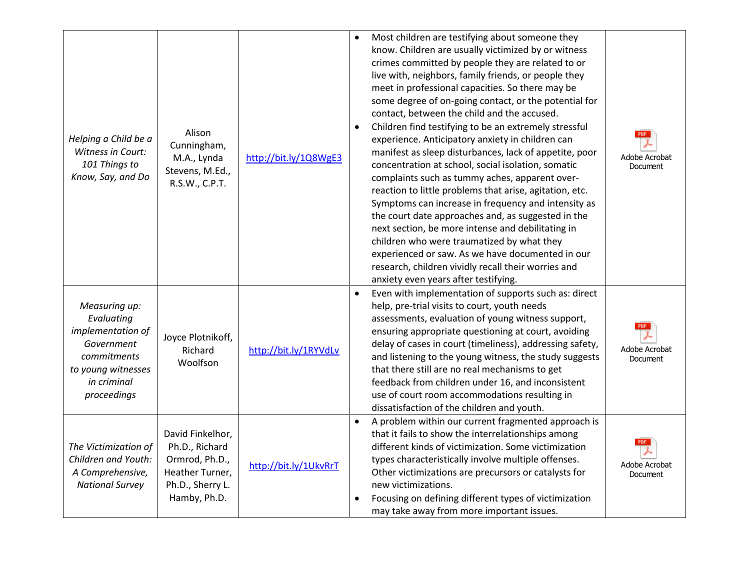| | | | | |
|---|---|---|---|---|
| *Helping a Child be a Witness in Court: 101 Things to Know, Say, and Do* | Alison Cunningham, M.A., Lynda Stevens, M.Ed., R.S.W., C.P.T. | http://bit.ly/1Q8WgE3 | • Most children are testifying about someone they know. Children are usually victimized by or witness crimes committed by people they are related to or live with, neighbors, family friends, or people they meet in professional capacities. So there may be some degree of on-going contact, or the potential for contact, between the child and the accused.<br>• Children find testifying to be an extremely stressful experience. Anticipatory anxiety in children can manifest as sleep disturbances, lack of appetite, poor concentration at school, social isolation, somatic complaints such as tummy aches, apparent over-reaction to little problems that arise, agitation, etc. Symptoms can increase in frequency and intensity as the court date approaches and, as suggested in the next section, be more intense and debilitating in children who were traumatized by what they experienced or saw. As we have documented in our research, children vividly recall their worries and anxiety even years after testifying. | Adobe Acrobat Document |
| *Measuring up: Evaluating implementation of Government commitments to young witnesses in criminal proceedings* | Joyce Plotnikoff, Richard Woolfson | http://bit.ly/1RYVdLv | • Even with implementation of supports such as: direct help, pre-trial visits to court, youth needs assessments, evaluation of young witness support, ensuring appropriate questioning at court, avoiding delay of cases in court (timeliness), addressing safety, and listening to the young witness, the study suggests that there still are no real mechanisms to get feedback from children under 16, and inconsistent use of court room accommodations resulting in dissatisfaction of the children and youth. | Adobe Acrobat Document |
| *The Victimization of Children and Youth: A Comprehensive, National Survey* | David Finkelhor, Ph.D., Richard Ormrod, Ph.D., Heather Turner, Ph.D., Sherry L. Hamby, Ph.D. | http://bit.ly/1UkvRrT | • A problem within our current fragmented approach is that it fails to show the interrelationships among different kinds of victimization. Some victimization types characteristically involve multiple offenses. Other victimizations are precursors or catalysts for new victimizations.<br>• Focusing on defining different types of victimization may take away from more important issues. | Adobe Acrobat Document |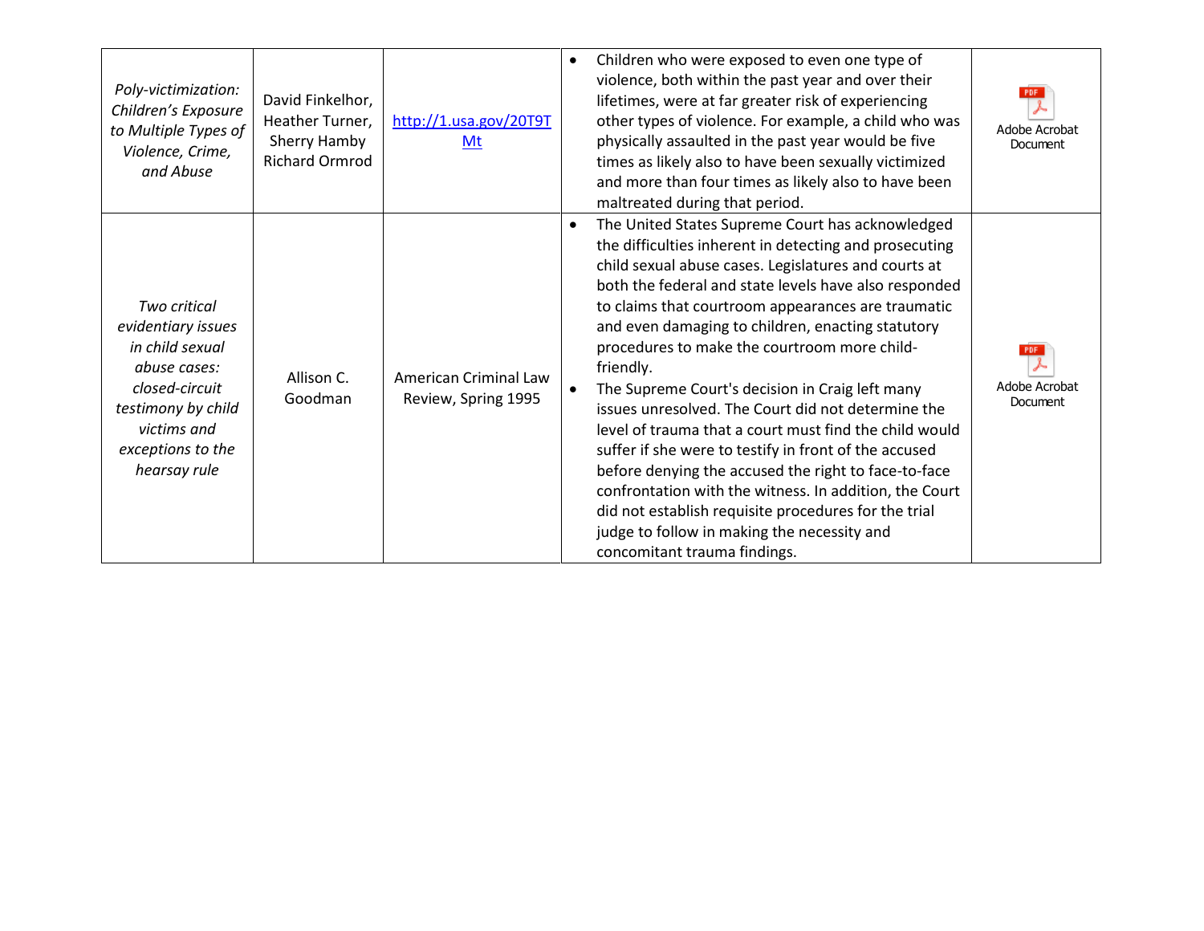| | | | | |
|---|---|---|---|---|
| *Poly-victimization: Children's Exposure to Multiple Types of Violence, Crime, and Abuse* | David Finkelhor, Heather Turner, Sherry Hamby Richard Ormrod | http://1.usa.gov/20T9TMt | • Children who were exposed to even one type of violence, both within the past year and over their lifetimes, were at far greater risk of experiencing other types of violence. For example, a child who was physically assaulted in the past year would be five times as likely also to have been sexually victimized and more than four times as likely also to have been maltreated during that period. | Adobe Acrobat Document |
| *Two critical evidentiary issues in child sexual abuse cases: closed-circuit testimony by child victims and exceptions to the hearsay rule* | Allison C. Goodman | American Criminal Law Review, Spring 1995 | • The United States Supreme Court has acknowledged the difficulties inherent in detecting and prosecuting child sexual abuse cases. Legislatures and courts at both the federal and state levels have also responded to claims that courtroom appearances are traumatic and even damaging to children, enacting statutory procedures to make the courtroom more child-friendly.<br>• The Supreme Court's decision in Craig left many issues unresolved. The Court did not determine the level of trauma that a court must find the child would suffer if she were to testify in front of the accused before denying the accused the right to face-to-face confrontation with the witness. In addition, the Court did not establish requisite procedures for the trial judge to follow in making the necessity and concomitant trauma findings. | Adobe Acrobat Document |